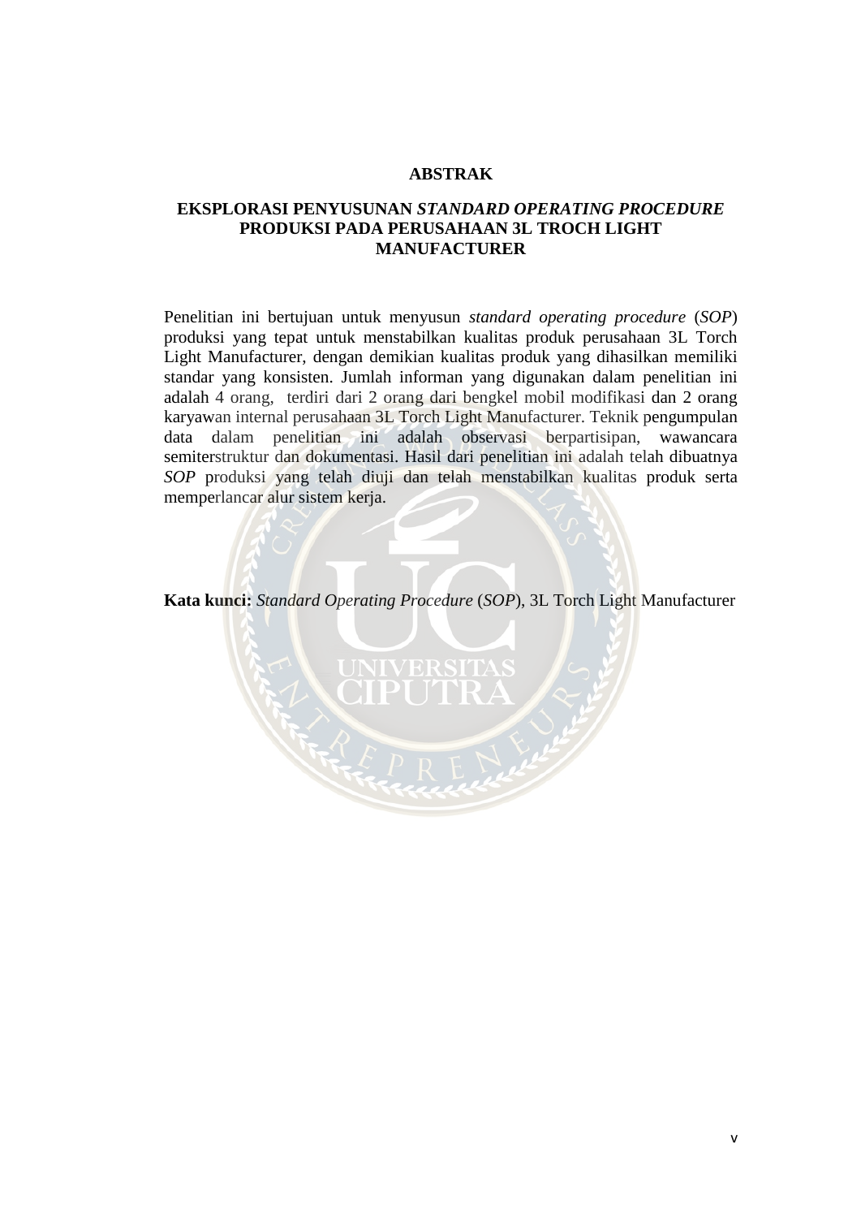# ABSTRAK

## EKSPLORASI PENYUSUNAN *STANDARD OPERATING PROCEDURE* PRODUKSI PADA PERUSAHAAN 3L TROCH LIGHT MANUFACTURER

Penelitian ini bertujuan untuk menyusun *standard operating procedure* (*SOP*) produksi yang tepat untuk menstabilkan kualitas produk perusahaan 3L Torch Light Manufacturer, dengan demikian kualitas produk yang dihasilkan memiliki standar yang konsisten. Jumlah informan yang digunakan dalam penelitian ini adalah 4 orang, terdiri dari 2 orang dari bengkel mobil modifikasi dan 2 orang karyawan internal perusahaan 3L Torch Light Manufacturer. Teknik pengumpulan data dalam penelitian ini adalah observasi berpartisipan, wawancara semiterstruktur dan dokumentasi. Hasil dari penelitian ini adalah telah dibuatnya *SOP* produksi yang telah diuji dan telah menstabilkan kualitas produk serta memperlancar alur sistem kerja.

**Kata kunci:** *Standard Operating Procedure* (*SOP*), 3L Torch Light Manufacturer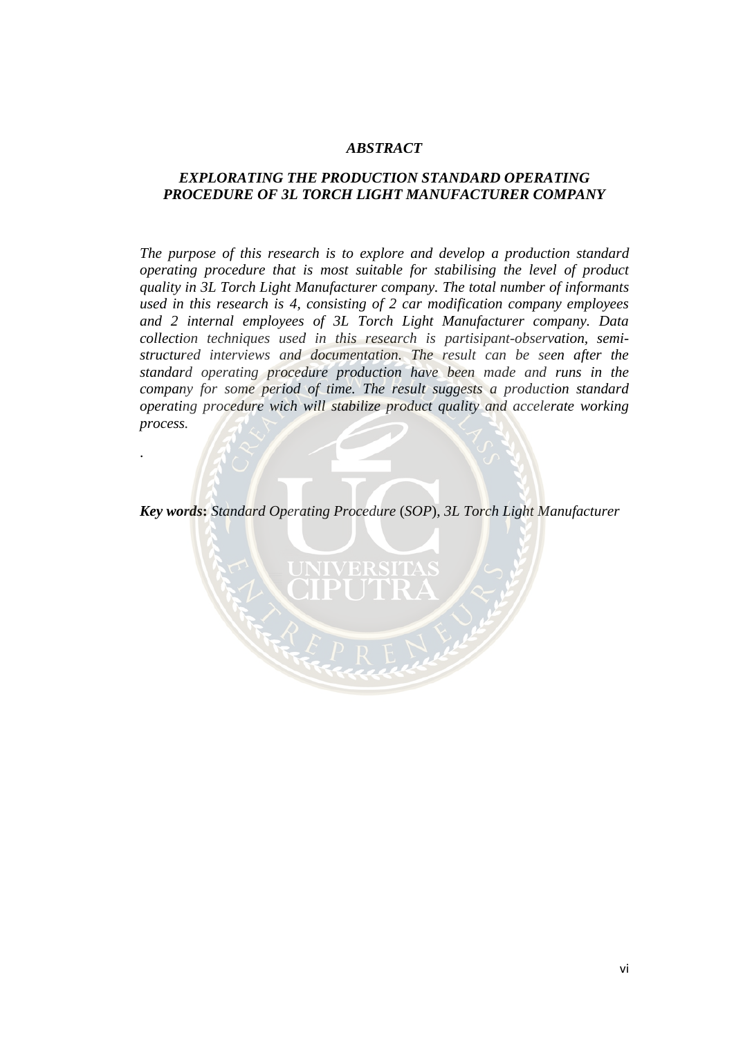# *ABSTRACT*

## *EXPLORATING THE PRODUCTION STANDARD OPERATING PROCEDURE OF 3L TORCH LIGHT MANUFACTURER COMPANY*

*The purpose of this research is to explore and develop a production standard operating procedure that is most suitable for stabilising the level of product quality in 3L Torch Light Manufacturer company. The total number of informants used in this research is 4, consisting of 2 car modification company employees and 2 internal employees of 3L Torch Light Manufacturer company. Data collection techniques used in this research is partisipant-observation, semi-structured interviews and documentation. The result can be seen after the standard operating procedure production have been made and runs in the company for some period of time. The result suggests a production standard operating procedure wich will stabilize product quality and accelerate working process.*

.

***Key words***: *Standard Operating Procedure (SOP), 3L Torch Light Manufacturer*